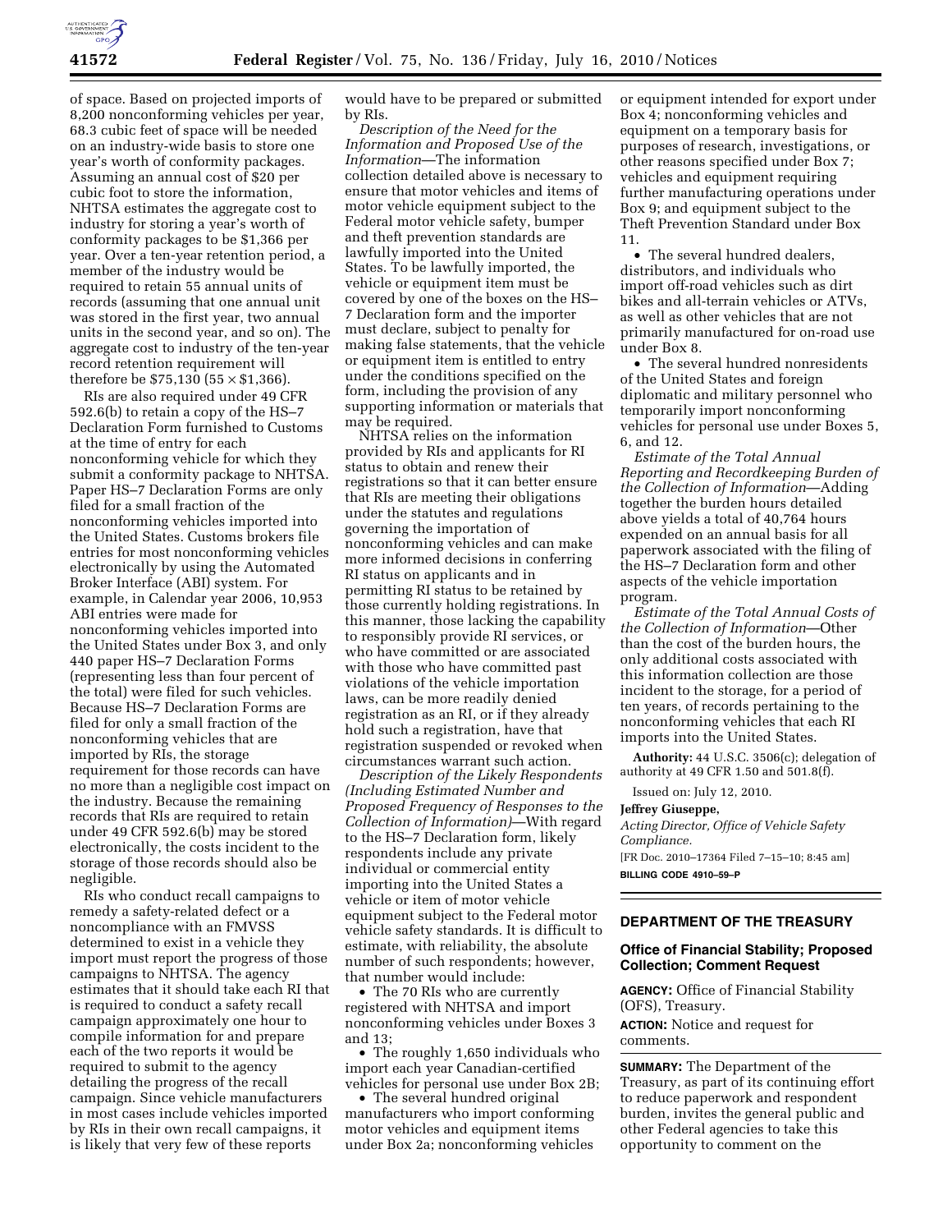of space. Based on projected imports of 8,200 nonconforming vehicles per year, 68.3 cubic feet of space will be needed on an industry-wide basis to store one year's worth of conformity packages. Assuming an annual cost of $20 per cubic foot to store the information, NHTSA estimates the aggregate cost to industry for storing a year's worth of conformity packages to be $1,366 per year. Over a ten-year retention period, a member of the industry would be required to retain 55 annual units of records (assuming that one annual unit was stored in the first year, two annual units in the second year, and so on). The aggregate cost to industry of the ten-year record retention requirement will therefore be $75,130 (55 × $1,366).

RIs are also required under 49 CFR 592.6(b) to retain a copy of the HS–7 Declaration Form furnished to Customs at the time of entry for each nonconforming vehicle for which they submit a conformity package to NHTSA. Paper HS–7 Declaration Forms are only filed for a small fraction of the nonconforming vehicles imported into the United States. Customs brokers file entries for most nonconforming vehicles electronically by using the Automated Broker Interface (ABI) system. For example, in Calendar year 2006, 10,953 ABI entries were made for nonconforming vehicles imported into the United States under Box 3, and only 440 paper HS–7 Declaration Forms (representing less than four percent of the total) were filed for such vehicles. Because HS–7 Declaration Forms are filed for only a small fraction of the nonconforming vehicles that are imported by RIs, the storage requirement for those records can have no more than a negligible cost impact on the industry. Because the remaining records that RIs are required to retain under 49 CFR 592.6(b) may be stored electronically, the costs incident to the storage of those records should also be negligible.

RIs who conduct recall campaigns to remedy a safety-related defect or a noncompliance with an FMVSS determined to exist in a vehicle they import must report the progress of those campaigns to NHTSA. The agency estimates that it should take each RI that is required to conduct a safety recall campaign approximately one hour to compile information for and prepare each of the two reports it would be required to submit to the agency detailing the progress of the recall campaign. Since vehicle manufacturers in most cases include vehicles imported by RIs in their own recall campaigns, it is likely that very few of these reports would have to be prepared or submitted by RIs.

*Description of the Need for the Information and Proposed Use of the Information*—The information collection detailed above is necessary to ensure that motor vehicles and items of motor vehicle equipment subject to the Federal motor vehicle safety, bumper and theft prevention standards are lawfully imported into the United States. To be lawfully imported, the vehicle or equipment item must be covered by one of the boxes on the HS–7 Declaration form and the importer must declare, subject to penalty for making false statements, that the vehicle or equipment item is entitled to entry under the conditions specified on the form, including the provision of any supporting information or materials that may be required.

NHTSA relies on the information provided by RIs and applicants for RI status to obtain and renew their registrations so that it can better ensure that RIs are meeting their obligations under the statutes and regulations governing the importation of nonconforming vehicles and can make more informed decisions in conferring RI status on applicants and in permitting RI status to be retained by those currently holding registrations. In this manner, those lacking the capability to responsibly provide RI services, or who have committed or are associated with those who have committed past violations of the vehicle importation laws, can be more readily denied registration as an RI, or if they already hold such a registration, have that registration suspended or revoked when circumstances warrant such action.

*Description of the Likely Respondents (Including Estimated Number and Proposed Frequency of Responses to the Collection of Information)*—With regard to the HS–7 Declaration form, likely respondents include any private individual or commercial entity importing into the United States a vehicle or item of motor vehicle equipment subject to the Federal motor vehicle safety standards. It is difficult to estimate, with reliability, the absolute number of such respondents; however, that number would include:

- The 70 RIs who are currently registered with NHTSA and import nonconforming vehicles under Boxes 3 and 13;
- The roughly 1,650 individuals who import each year Canadian-certified vehicles for personal use under Box 2B;
- The several hundred original manufacturers who import conforming motor vehicles and equipment items under Box 2a; nonconforming vehicles or equipment intended for export under Box 4; nonconforming vehicles and equipment on a temporary basis for purposes of research, investigations, or other reasons specified under Box 7; vehicles and equipment requiring further manufacturing operations under Box 9; and equipment subject to the Theft Prevention Standard under Box 11.
- The several hundred dealers, distributors, and individuals who import off-road vehicles such as dirt bikes and all-terrain vehicles or ATVs, as well as other vehicles that are not primarily manufactured for on-road use under Box 8.
- The several hundred nonresidents of the United States and foreign diplomatic and military personnel who temporarily import nonconforming vehicles for personal use under Boxes 5, 6, and 12.

*Estimate of the Total Annual Reporting and Recordkeeping Burden of the Collection of Information*—Adding together the burden hours detailed above yields a total of 40,764 hours expended on an annual basis for all paperwork associated with the filing of the HS–7 Declaration form and other aspects of the vehicle importation program.

*Estimate of the Total Annual Costs of the Collection of Information*—Other than the cost of the burden hours, the only additional costs associated with this information collection are those incident to the storage, for a period of ten years, of records pertaining to the nonconforming vehicles that each RI imports into the United States.

**Authority:** 44 U.S.C. 3506(c); delegation of authority at 49 CFR 1.50 and 501.8(f).

Issued on: July 12, 2010.

**Jeffrey Giuseppe,**

*Acting Director, Office of Vehicle Safety Compliance.*

[FR Doc. 2010–17364 Filed 7–15–10; 8:45 am]

**BILLING CODE 4910–59–P**

## DEPARTMENT OF THE TREASURY

### Office of Financial Stability; Proposed Collection; Comment Request

**AGENCY:** Office of Financial Stability (OFS), Treasury.

**ACTION:** Notice and request for comments.

**SUMMARY:** The Department of the Treasury, as part of its continuing effort to reduce paperwork and respondent burden, invites the general public and other Federal agencies to take this opportunity to comment on the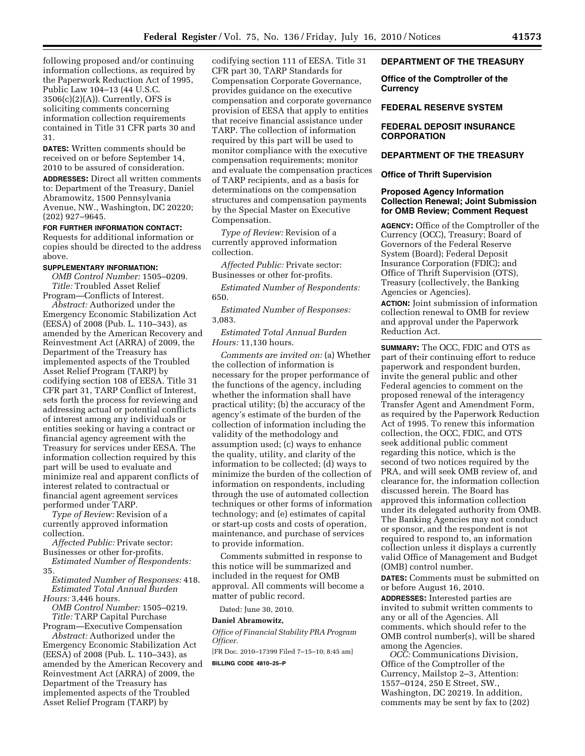following proposed and/or continuing information collections, as required by the Paperwork Reduction Act of 1995, Public Law 104–13 (44 U.S.C. 3506(c)(2)(A)). Currently, OFS is soliciting comments concerning information collection requirements contained in Title 31 CFR parts 30 and 31.

**DATES:** Written comments should be received on or before September 14, 2010 to be assured of consideration.

**ADDRESSES:** Direct all written comments to: Department of the Treasury, Daniel Abramowitz, 1500 Pennsylvania Avenue, NW., Washington, DC 20220; (202) 927–9645.

**FOR FURTHER INFORMATION CONTACT:** Requests for additional information or copies should be directed to the address above.

**SUPPLEMENTARY INFORMATION:**

*OMB Control Number:* 1505–0209.

*Title:* Troubled Asset Relief Program—Conflicts of Interest.

*Abstract:* Authorized under the Emergency Economic Stabilization Act (EESA) of 2008 (Pub. L. 110–343), as amended by the American Recovery and Reinvestment Act (ARRA) of 2009, the Department of the Treasury has implemented aspects of the Troubled Asset Relief Program (TARP) by codifying section 108 of EESA. Title 31 CFR part 31, TARP Conflict of Interest, sets forth the process for reviewing and addressing actual or potential conflicts of interest among any individuals or entities seeking or having a contract or financial agency agreement with the Treasury for services under EESA. The information collection required by this part will be used to evaluate and minimize real and apparent conflicts of interest related to contractual or financial agent agreement services performed under TARP.

*Type of Review:* Revision of a currently approved information collection.

*Affected Public:* Private sector: Businesses or other for-profits.

*Estimated Number of Respondents:* 35.

*Estimated Number of Responses:* 418.

*Estimated Total Annual Burden Hours:* 3,446 hours.

*OMB Control Number:* 1505–0219.

*Title:* TARP Capital Purchase Program—Executive Compensation

*Abstract:* Authorized under the Emergency Economic Stabilization Act (EESA) of 2008 (Pub. L. 110–343), as amended by the American Recovery and Reinvestment Act (ARRA) of 2009, the Department of the Treasury has implemented aspects of the Troubled Asset Relief Program (TARP) by codifying section 111 of EESA. Title 31 CFR part 30, TARP Standards for Compensation Corporate Governance, provides guidance on the executive compensation and corporate governance provision of EESA that apply to entities that receive financial assistance under TARP. The collection of information required by this part will be used to monitor compliance with the executive compensation requirements; monitor and evaluate the compensation practices of TARP recipients, and as a basis for determinations on the compensation structures and compensation payments by the Special Master on Executive Compensation.

*Type of Review:* Revision of a currently approved information collection.

*Affected Public:* Private sector: Businesses or other for-profits.

*Estimated Number of Respondents:* 650.

*Estimated Number of Responses:* 3,083.

*Estimated Total Annual Burden Hours:* 11,130 hours.

*Comments are invited on:* (a) Whether the collection of information is necessary for the proper performance of the functions of the agency, including whether the information shall have practical utility; (b) the accuracy of the agency's estimate of the burden of the collection of information including the validity of the methodology and assumption used; (c) ways to enhance the quality, utility, and clarity of the information to be collected; (d) ways to minimize the burden of the collection of information on respondents, including through the use of automated collection techniques or other forms of information technology; and (e) estimates of capital or start-up costs and costs of operation, maintenance, and purchase of services to provide information.

Comments submitted in response to this notice will be summarized and included in the request for OMB approval. All comments will become a matter of public record.

Dated: June 30, 2010.

**Daniel Abramowitz,**

*Office of Financial Stability PRA Program Officer.*

[FR Doc. 2010–17399 Filed 7–15–10; 8:45 am]

**BILLING CODE 4810–25–P**

## DEPARTMENT OF THE TREASURY

### Office of the Comptroller of the Currency

## FEDERAL RESERVE SYSTEM

## FEDERAL DEPOSIT INSURANCE CORPORATION

## DEPARTMENT OF THE TREASURY

### Office of Thrift Supervision

### Proposed Agency Information Collection Renewal; Joint Submission for OMB Review; Comment Request

**AGENCY:** Office of the Comptroller of the Currency (OCC), Treasury; Board of Governors of the Federal Reserve System (Board); Federal Deposit Insurance Corporation (FDIC); and Office of Thrift Supervision (OTS), Treasury (collectively, the Banking Agencies or Agencies).

**ACTION:** Joint submission of information collection renewal to OMB for review and approval under the Paperwork Reduction Act.

**SUMMARY:** The OCC, FDIC and OTS as part of their continuing effort to reduce paperwork and respondent burden, invite the general public and other Federal agencies to comment on the proposed renewal of the interagency Transfer Agent and Amendment Form, as required by the Paperwork Reduction Act of 1995. To renew this information collection, the OCC, FDIC, and OTS seek additional public comment regarding this notice, which is the second of two notices required by the PRA, and will seek OMB review of, and clearance for, the information collection discussed herein. The Board has approved this information collection under its delegated authority from OMB. The Banking Agencies may not conduct or sponsor, and the respondent is not required to respond to, an information collection unless it displays a currently valid Office of Management and Budget (OMB) control number.

**DATES:** Comments must be submitted on or before August 16, 2010.

**ADDRESSES:** Interested parties are invited to submit written comments to any or all of the Agencies. All comments, which should refer to the OMB control number(s), will be shared among the Agencies.

*OCC:* Communications Division, Office of the Comptroller of the Currency, Mailstop 2–3, Attention: 1557–0124, 250 E Street, SW., Washington, DC 20219. In addition, comments may be sent by fax to (202)